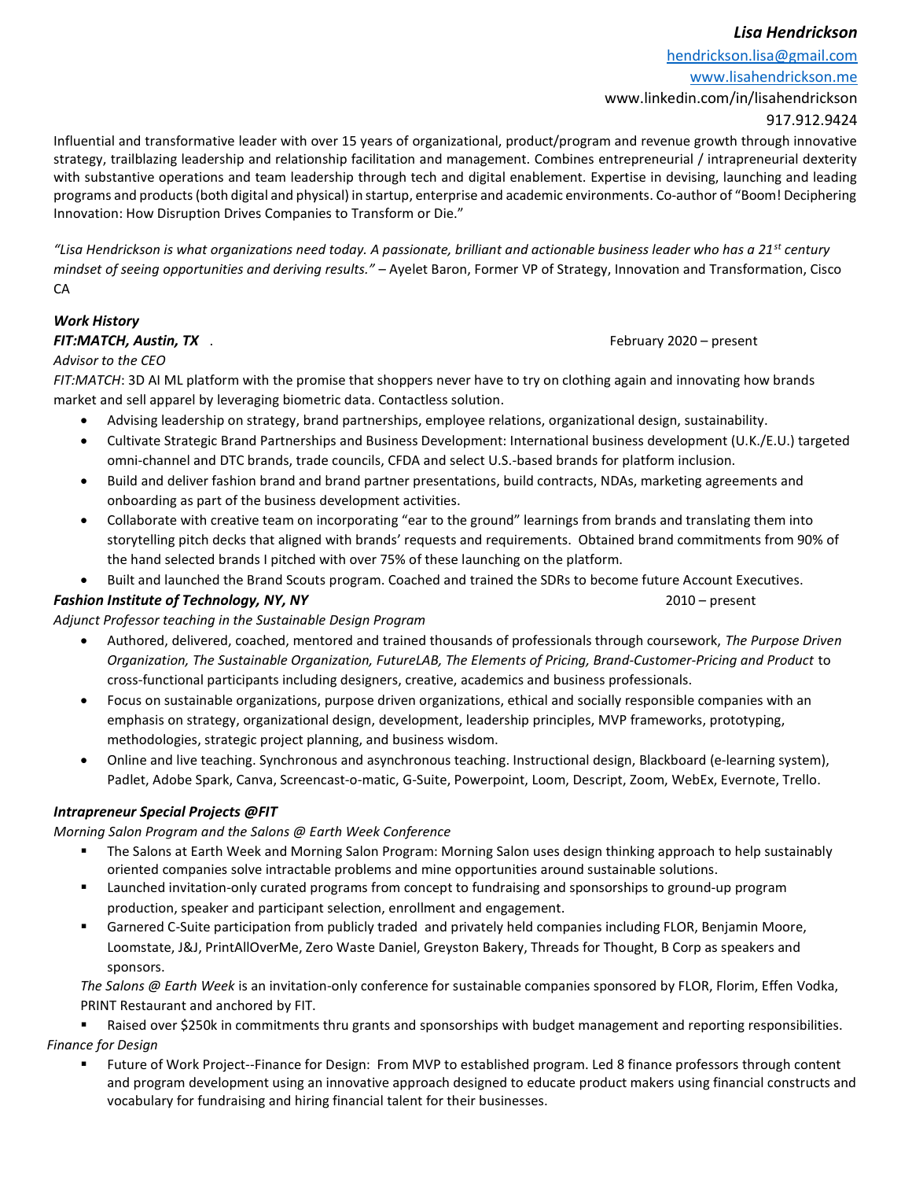**_Lisa Hendrickson_**

hendrickson.lisa@gmail.com

www.lisahendrickson.me

www.linkedin.com/in/lisahendrickson

917.912.9424

Influential and transformative leader with over 15 years of organizational, product/program and revenue growth through innovative strategy, trailblazing leadership and relationship facilitation and management. Combines entrepreneurial / intrapreneurial dexterity with substantive operations and team leadership through tech and digital enablement. Expertise in devising, launching and leading programs and products (both digital and physical) in startup, enterprise and academic environments. Co-author of "Boom! Deciphering Innovation: How Disruption Drives Companies to Transform or Die."

*"Lisa Hendrickson is what organizations need today. A passionate, brilliant and actionable business leader who has a 21st century mindset of seeing opportunities and deriving results."* – Ayelet Baron, Former VP of Strategy, Innovation and Transformation, Cisco CA

## *Work History*

**_FIT:MATCH, Austin, TX_** . February 2020 – present

*Advisor to the CEO*

*FIT:MATCH*: 3D AI ML platform with the promise that shoppers never have to try on clothing again and innovating how brands market and sell apparel by leveraging biometric data. Contactless solution.

- Advising leadership on strategy, brand partnerships, employee relations, organizational design, sustainability.
- Cultivate Strategic Brand Partnerships and Business Development: International business development (U.K./E.U.) targeted omni-channel and DTC brands, trade councils, CFDA and select U.S.-based brands for platform inclusion.
- Build and deliver fashion brand and brand partner presentations, build contracts, NDAs, marketing agreements and onboarding as part of the business development activities.
- Collaborate with creative team on incorporating "ear to the ground" learnings from brands and translating them into storytelling pitch decks that aligned with brands' requests and requirements. Obtained brand commitments from 90% of the hand selected brands I pitched with over 75% of these launching on the platform.
- Built and launched the Brand Scouts program. Coached and trained the SDRs to become future Account Executives.

**_Fashion Institute of Technology, NY, NY_** 2010 – present

*Adjunct Professor teaching in the Sustainable Design Program*

- Authored, delivered, coached, mentored and trained thousands of professionals through coursework, *The Purpose Driven Organization, The Sustainable Organization, FutureLAB, The Elements of Pricing, Brand-Customer-Pricing and Product* to cross-functional participants including designers, creative, academics and business professionals.
- Focus on sustainable organizations, purpose driven organizations, ethical and socially responsible companies with an emphasis on strategy, organizational design, development, leadership principles, MVP frameworks, prototyping, methodologies, strategic project planning, and business wisdom.
- Online and live teaching. Synchronous and asynchronous teaching. Instructional design, Blackboard (e-learning system), Padlet, Adobe Spark, Canva, Screencast-o-matic, G-Suite, Powerpoint, Loom, Descript, Zoom, WebEx, Evernote, Trello.

**_Intrapreneur Special Projects @FIT_**

*Morning Salon Program and the Salons @ Earth Week Conference*

- The Salons at Earth Week and Morning Salon Program: Morning Salon uses design thinking approach to help sustainably oriented companies solve intractable problems and mine opportunities around sustainable solutions.
- Launched invitation-only curated programs from concept to fundraising and sponsorships to ground-up program production, speaker and participant selection, enrollment and engagement.
- Garnered C-Suite participation from publicly traded and privately held companies including FLOR, Benjamin Moore, Loomstate, J&J, PrintAllOverMe, Zero Waste Daniel, Greyston Bakery, Threads for Thought, B Corp as speakers and sponsors.

*The Salons @ Earth Week* is an invitation-only conference for sustainable companies sponsored by FLOR, Florim, Effen Vodka, PRINT Restaurant and anchored by FIT.

- Raised over $250k in commitments thru grants and sponsorships with budget management and reporting responsibilities.

*Finance for Design*

- Future of Work Project--Finance for Design: From MVP to established program. Led 8 finance professors through content and program development using an innovative approach designed to educate product makers using financial constructs and vocabulary for fundraising and hiring financial talent for their businesses.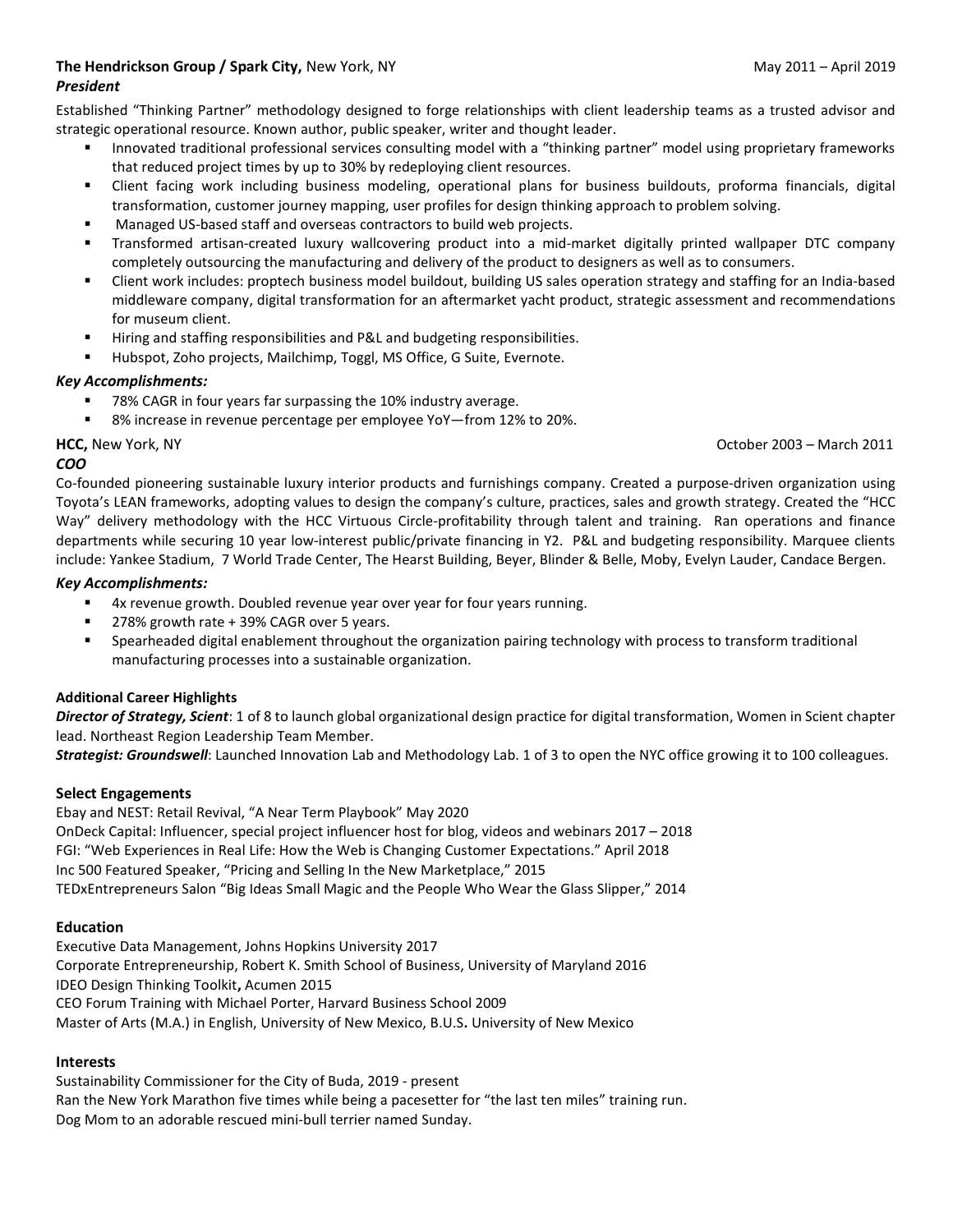**The Hendrickson Group / Spark City,** New York, NY May 2011 – April 2019

***President***

Established "Thinking Partner" methodology designed to forge relationships with client leadership teams as a trusted advisor and strategic operational resource. Known author, public speaker, writer and thought leader.

- Innovated traditional professional services consulting model with a "thinking partner" model using proprietary frameworks that reduced project times by up to 30% by redeploying client resources.
- Client facing work including business modeling, operational plans for business buildouts, proforma financials, digital transformation, customer journey mapping, user profiles for design thinking approach to problem solving.
- Managed US-based staff and overseas contractors to build web projects.
- Transformed artisan-created luxury wallcovering product into a mid-market digitally printed wallpaper DTC company completely outsourcing the manufacturing and delivery of the product to designers as well as to consumers.
- Client work includes: proptech business model buildout, building US sales operation strategy and staffing for an India-based middleware company, digital transformation for an aftermarket yacht product, strategic assessment and recommendations for museum client.
- Hiring and staffing responsibilities and P&L and budgeting responsibilities.
- Hubspot, Zoho projects, Mailchimp, Toggl, MS Office, G Suite, Evernote.

***Key Accomplishments:***

- 78% CAGR in four years far surpassing the 10% industry average.
- 8% increase in revenue percentage per employee YoY—from 12% to 20%.

**HCC,** New York, NY October 2003 – March 2011

***COO***

Co-founded pioneering sustainable luxury interior products and furnishings company. Created a purpose-driven organization using Toyota's LEAN frameworks, adopting values to design the company's culture, practices, sales and growth strategy. Created the "HCC Way" delivery methodology with the HCC Virtuous Circle-profitability through talent and training. Ran operations and finance departments while securing 10 year low-interest public/private financing in Y2. P&L and budgeting responsibility. Marquee clients include: Yankee Stadium, 7 World Trade Center, The Hearst Building, Beyer, Blinder & Belle, Moby, Evelyn Lauder, Candace Bergen.

***Key Accomplishments:***

- 4x revenue growth. Doubled revenue year over year for four years running.
- 278% growth rate + 39% CAGR over 5 years.
- Spearheaded digital enablement throughout the organization pairing technology with process to transform traditional manufacturing processes into a sustainable organization.

### Additional Career Highlights

***Director of Strategy, Scient***: 1 of 8 to launch global organizational design practice for digital transformation, Women in Scient chapter lead. Northeast Region Leadership Team Member.

***Strategist: Groundswell***: Launched Innovation Lab and Methodology Lab. 1 of 3 to open the NYC office growing it to 100 colleagues.

### Select Engagements

Ebay and NEST: Retail Revival, "A Near Term Playbook" May 2020
OnDeck Capital: Influencer, special project influencer host for blog, videos and webinars 2017 – 2018
FGI: "Web Experiences in Real Life: How the Web is Changing Customer Expectations." April 2018
Inc 500 Featured Speaker, "Pricing and Selling In the New Marketplace," 2015
TEDxEntrepreneurs Salon "Big Ideas Small Magic and the People Who Wear the Glass Slipper," 2014

### Education

Executive Data Management, Johns Hopkins University 2017
Corporate Entrepreneurship, Robert K. Smith School of Business, University of Maryland 2016
IDEO Design Thinking Toolkit, Acumen 2015
CEO Forum Training with Michael Porter, Harvard Business School 2009
Master of Arts (M.A.) in English, University of New Mexico, B.U.S. University of New Mexico

### Interests

Sustainability Commissioner for the City of Buda, 2019 - present
Ran the New York Marathon five times while being a pacesetter for "the last ten miles" training run.
Dog Mom to an adorable rescued mini-bull terrier named Sunday.